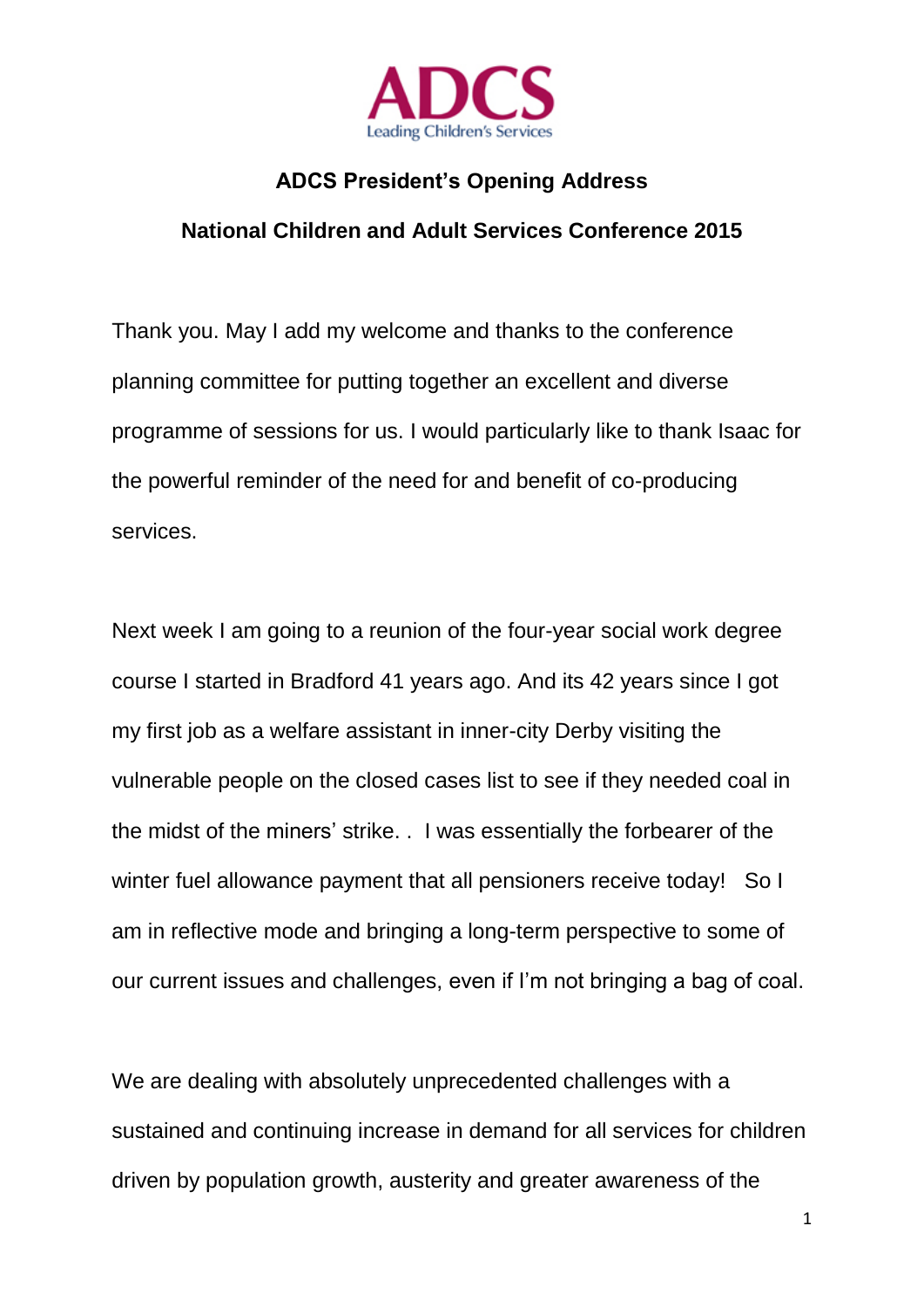ADCS
Leading Children's Services

**ADCS President's Opening Address**

**National Children and Adult Services Conference 2015**

Thank you. May I add my welcome and thanks to the conference planning committee for putting together an excellent and diverse programme of sessions for us. I would particularly like to thank Isaac for the powerful reminder of the need for and benefit of co-producing services.

Next week I am going to a reunion of the four-year social work degree course I started in Bradford 41 years ago. And its 42 years since I got my first job as a welfare assistant in inner-city Derby visiting the vulnerable people on the closed cases list to see if they needed coal in the midst of the miners' strike. .  I was essentially the forbearer of the winter fuel allowance payment that all pensioners receive today!   So I am in reflective mode and bringing a long-term perspective to some of our current issues and challenges, even if I'm not bringing a bag of coal.

We are dealing with absolutely unprecedented challenges with a sustained and continuing increase in demand for all services for children driven by population growth, austerity and greater awareness of the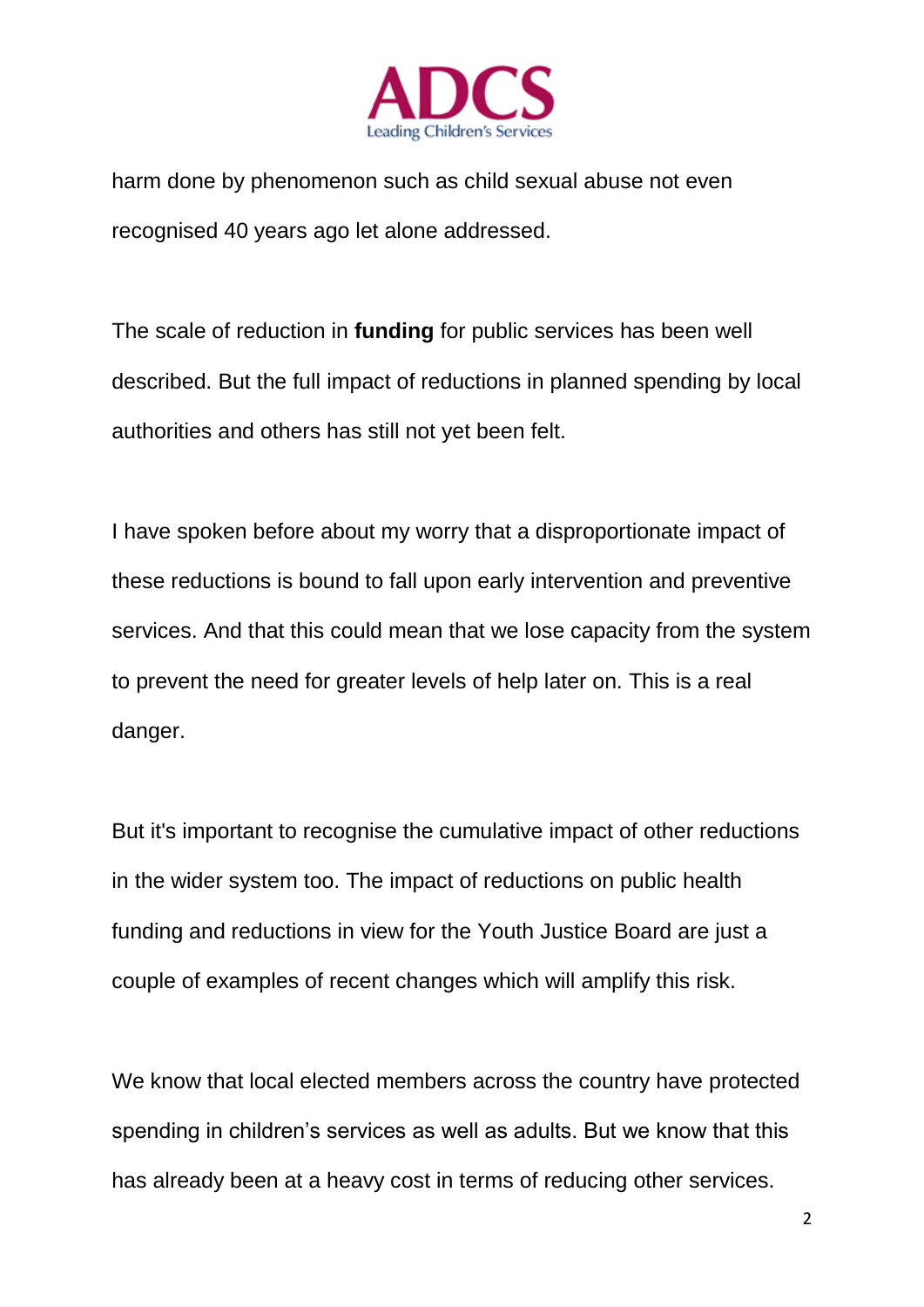harm done by phenomenon such as child sexual abuse not even recognised 40 years ago let alone addressed.

The scale of reduction in **funding** for public services has been well described. But the full impact of reductions in planned spending by local authorities and others has still not yet been felt.

I have spoken before about my worry that a disproportionate impact of these reductions is bound to fall upon early intervention and preventive services. And that this could mean that we lose capacity from the system to prevent the need for greater levels of help later on. This is a real danger.

But it's important to recognise the cumulative impact of other reductions in the wider system too. The impact of reductions on public health funding and reductions in view for the Youth Justice Board are just a couple of examples of recent changes which will amplify this risk.

We know that local elected members across the country have protected spending in children's services as well as adults. But we know that this has already been at a heavy cost in terms of reducing other services.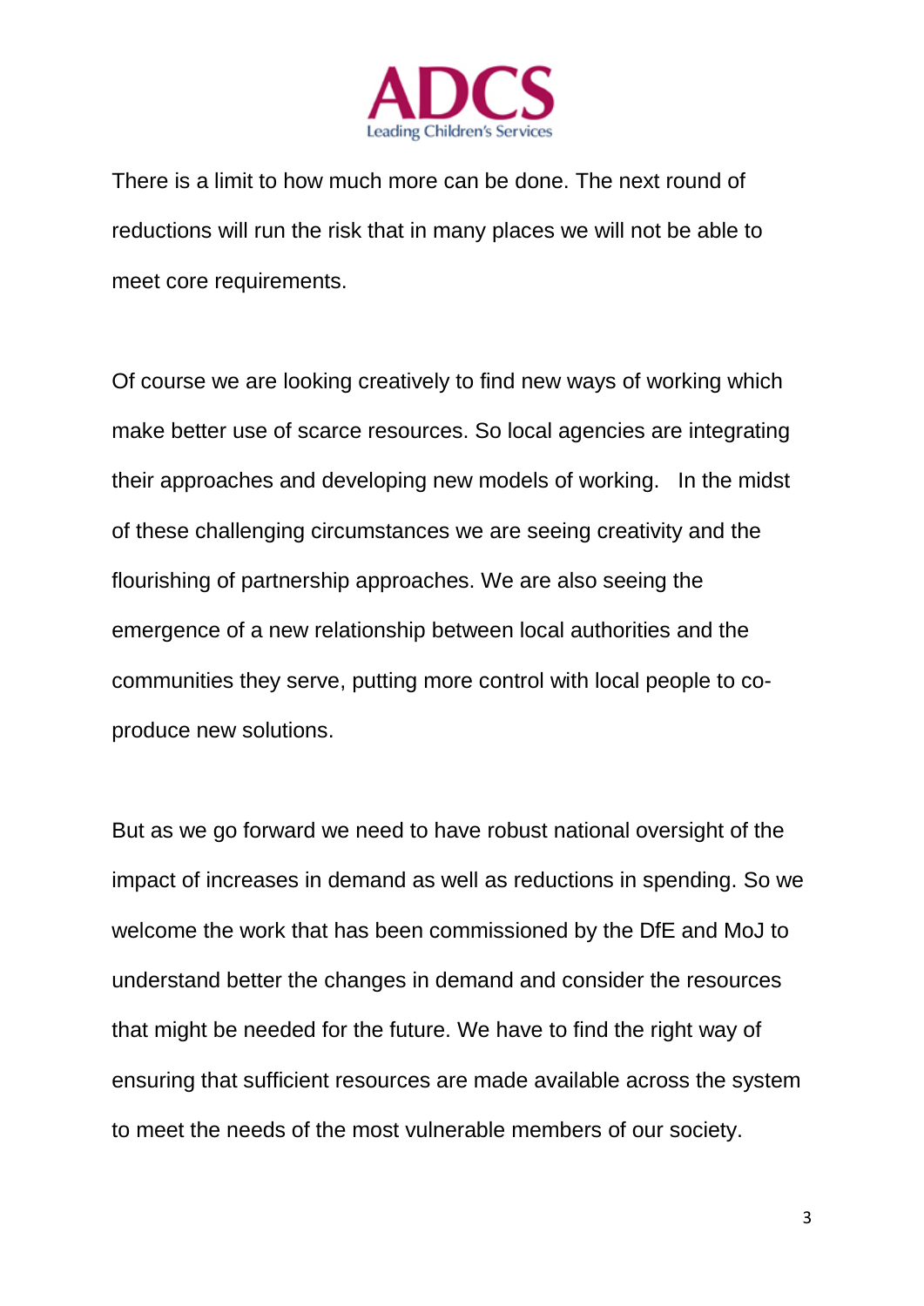There is a limit to how much more can be done. The next round of reductions will run the risk that in many places we will not be able to meet core requirements.

Of course we are looking creatively to find new ways of working which make better use of scarce resources. So local agencies are integrating their approaches and developing new models of working. In the midst of these challenging circumstances we are seeing creativity and the flourishing of partnership approaches. We are also seeing the emergence of a new relationship between local authorities and the communities they serve, putting more control with local people to co-produce new solutions.

But as we go forward we need to have robust national oversight of the impact of increases in demand as well as reductions in spending. So we welcome the work that has been commissioned by the DfE and MoJ to understand better the changes in demand and consider the resources that might be needed for the future. We have to find the right way of ensuring that sufficient resources are made available across the system to meet the needs of the most vulnerable members of our society.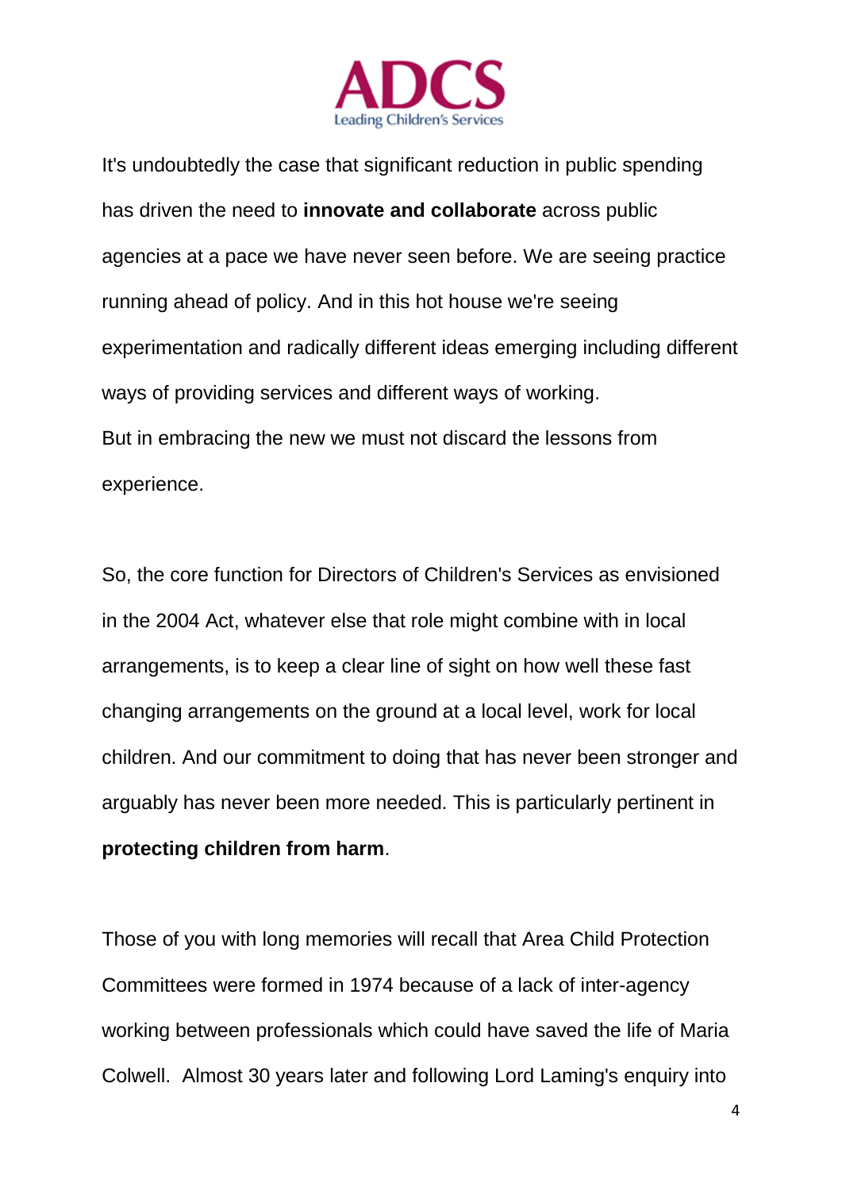It's undoubtedly the case that significant reduction in public spending has driven the need to **innovate and collaborate** across public agencies at a pace we have never seen before. We are seeing practice running ahead of policy. And in this hot house we're seeing experimentation and radically different ideas emerging including different ways of providing services and different ways of working.
But in embracing the new we must not discard the lessons from experience.

So, the core function for Directors of Children's Services as envisioned in the 2004 Act, whatever else that role might combine with in local arrangements, is to keep a clear line of sight on how well these fast changing arrangements on the ground at a local level, work for local children. And our commitment to doing that has never been stronger and arguably has never been more needed. This is particularly pertinent in **protecting children from harm**.

Those of you with long memories will recall that Area Child Protection Committees were formed in 1974 because of a lack of inter-agency working between professionals which could have saved the life of Maria Colwell. Almost 30 years later and following Lord Laming's enquiry into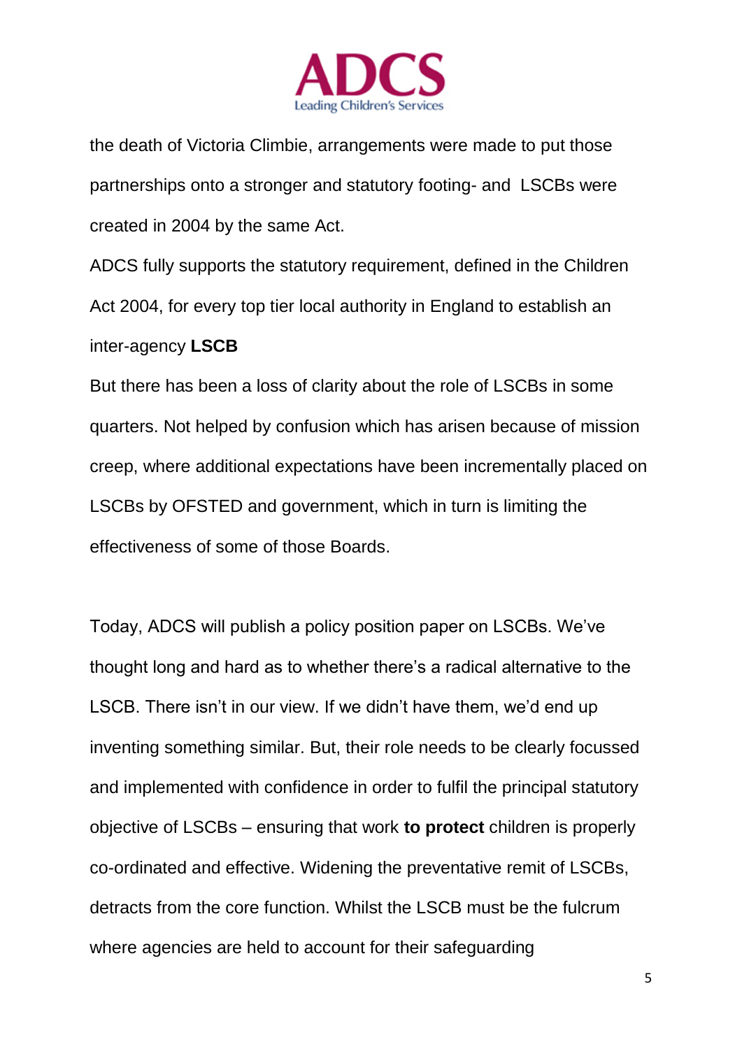the death of Victoria Climbie, arrangements were made to put those partnerships onto a stronger and statutory footing- and LSCBs were created in 2004 by the same Act.

ADCS fully supports the statutory requirement, defined in the Children Act 2004, for every top tier local authority in England to establish an inter-agency **LSCB**

But there has been a loss of clarity about the role of LSCBs in some quarters. Not helped by confusion which has arisen because of mission creep, where additional expectations have been incrementally placed on LSCBs by OFSTED and government, which in turn is limiting the effectiveness of some of those Boards.

Today, ADCS will publish a policy position paper on LSCBs. We've thought long and hard as to whether there's a radical alternative to the LSCB. There isn't in our view. If we didn't have them, we'd end up inventing something similar. But, their role needs to be clearly focussed and implemented with confidence in order to fulfil the principal statutory objective of LSCBs – ensuring that work **to protect** children is properly co-ordinated and effective. Widening the preventative remit of LSCBs, detracts from the core function. Whilst the LSCB must be the fulcrum where agencies are held to account for their safeguarding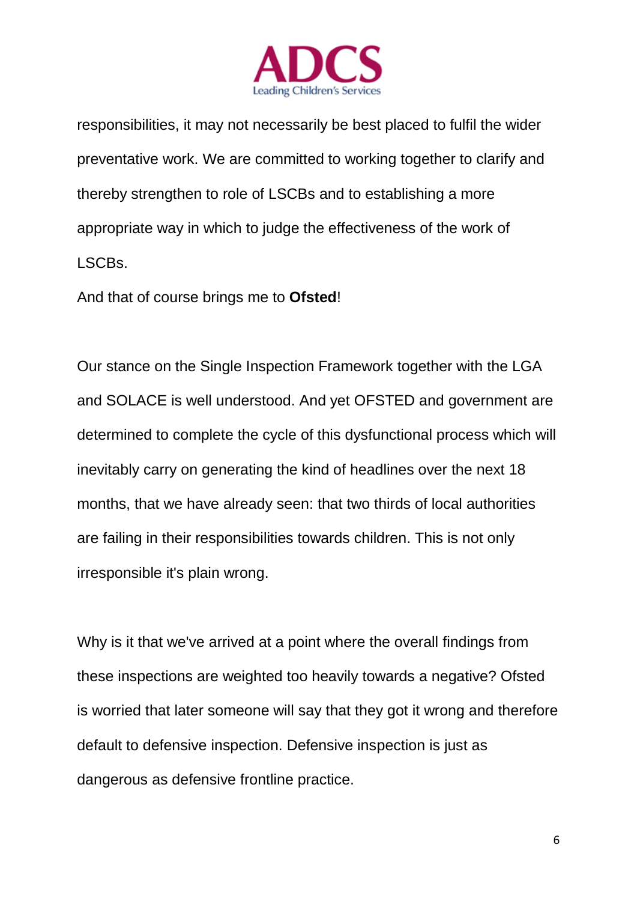responsibilities, it may not necessarily be best placed to fulfil the wider preventative work. We are committed to working together to clarify and thereby strengthen to role of LSCBs and to establishing a more appropriate way in which to judge the effectiveness of the work of LSCBs.

And that of course brings me to **Ofsted**!

Our stance on the Single Inspection Framework together with the LGA and SOLACE is well understood. And yet OFSTED and government are determined to complete the cycle of this dysfunctional process which will inevitably carry on generating the kind of headlines over the next 18 months, that we have already seen: that two thirds of local authorities are failing in their responsibilities towards children. This is not only irresponsible it's plain wrong.

Why is it that we've arrived at a point where the overall findings from these inspections are weighted too heavily towards a negative? Ofsted is worried that later someone will say that they got it wrong and therefore default to defensive inspection. Defensive inspection is just as dangerous as defensive frontline practice.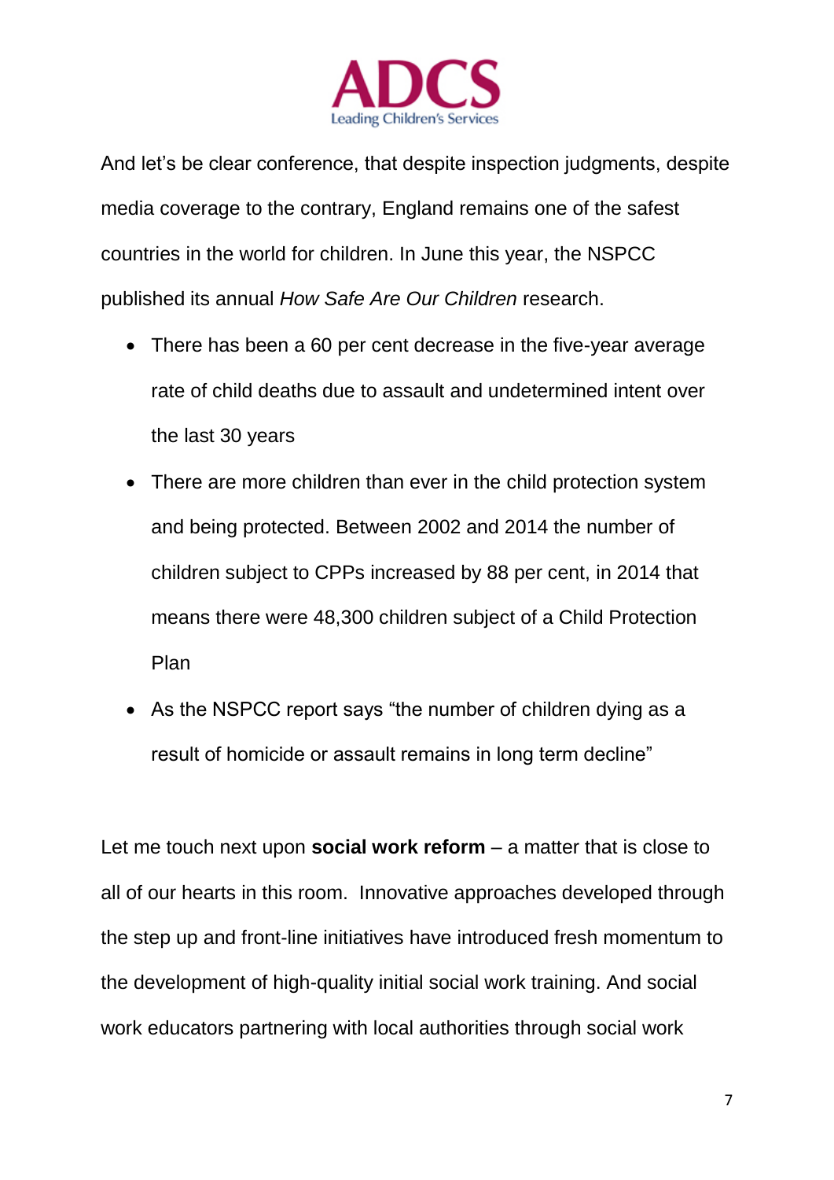And let's be clear conference, that despite inspection judgments, despite media coverage to the contrary, England remains one of the safest countries in the world for children. In June this year, the NSPCC published its annual *How Safe Are Our Children* research.

- There has been a 60 per cent decrease in the five-year average rate of child deaths due to assault and undetermined intent over the last 30 years
- There are more children than ever in the child protection system and being protected. Between 2002 and 2014 the number of children subject to CPPs increased by 88 per cent, in 2014 that means there were 48,300 children subject of a Child Protection Plan
- As the NSPCC report says "the number of children dying as a result of homicide or assault remains in long term decline"

Let me touch next upon **social work reform** – a matter that is close to all of our hearts in this room. Innovative approaches developed through the step up and front-line initiatives have introduced fresh momentum to the development of high-quality initial social work training. And social work educators partnering with local authorities through social work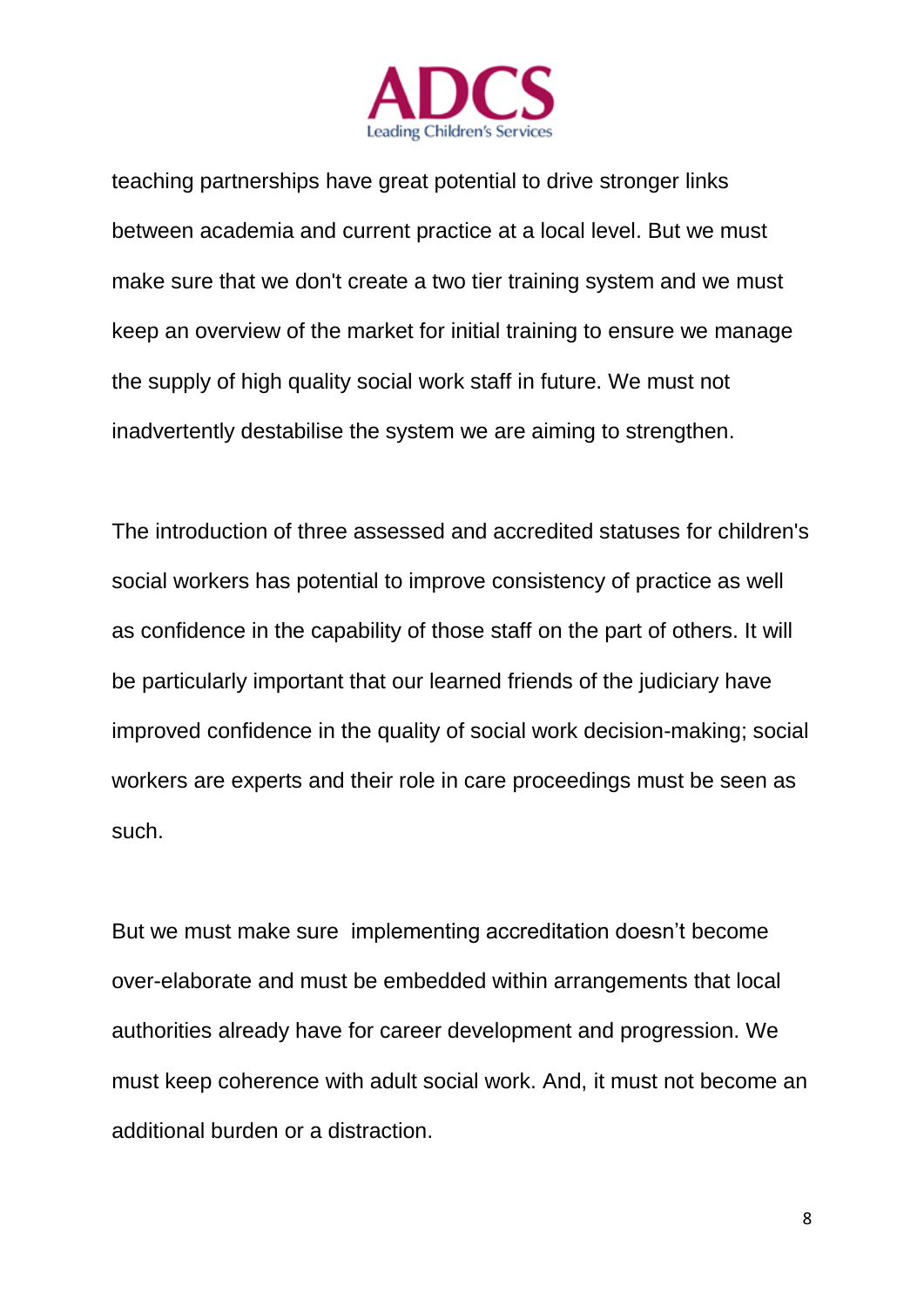teaching partnerships have great potential to drive stronger links between academia and current practice at a local level. But we must make sure that we don't create a two tier training system and we must keep an overview of the market for initial training to ensure we manage the supply of high quality social work staff in future. We must not inadvertently destabilise the system we are aiming to strengthen.

The introduction of three assessed and accredited statuses for children's social workers has potential to improve consistency of practice as well as confidence in the capability of those staff on the part of others. It will be particularly important that our learned friends of the judiciary have improved confidence in the quality of social work decision-making; social workers are experts and their role in care proceedings must be seen as such.

But we must make sure implementing accreditation doesn't become over-elaborate and must be embedded within arrangements that local authorities already have for career development and progression. We must keep coherence with adult social work. And, it must not become an additional burden or a distraction.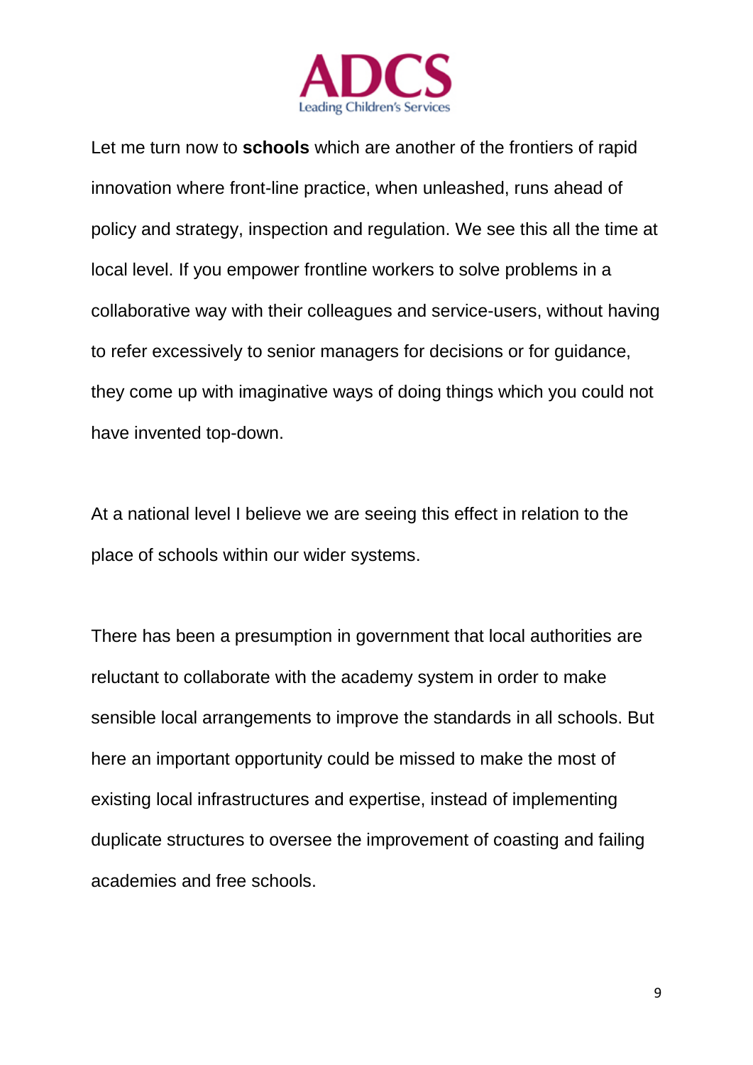Let me turn now to **schools** which are another of the frontiers of rapid innovation where front-line practice, when unleashed, runs ahead of policy and strategy, inspection and regulation. We see this all the time at local level. If you empower frontline workers to solve problems in a collaborative way with their colleagues and service-users, without having to refer excessively to senior managers for decisions or for guidance, they come up with imaginative ways of doing things which you could not have invented top-down.

At a national level I believe we are seeing this effect in relation to the place of schools within our wider systems.

There has been a presumption in government that local authorities are reluctant to collaborate with the academy system in order to make sensible local arrangements to improve the standards in all schools. But here an important opportunity could be missed to make the most of existing local infrastructures and expertise, instead of implementing duplicate structures to oversee the improvement of coasting and failing academies and free schools.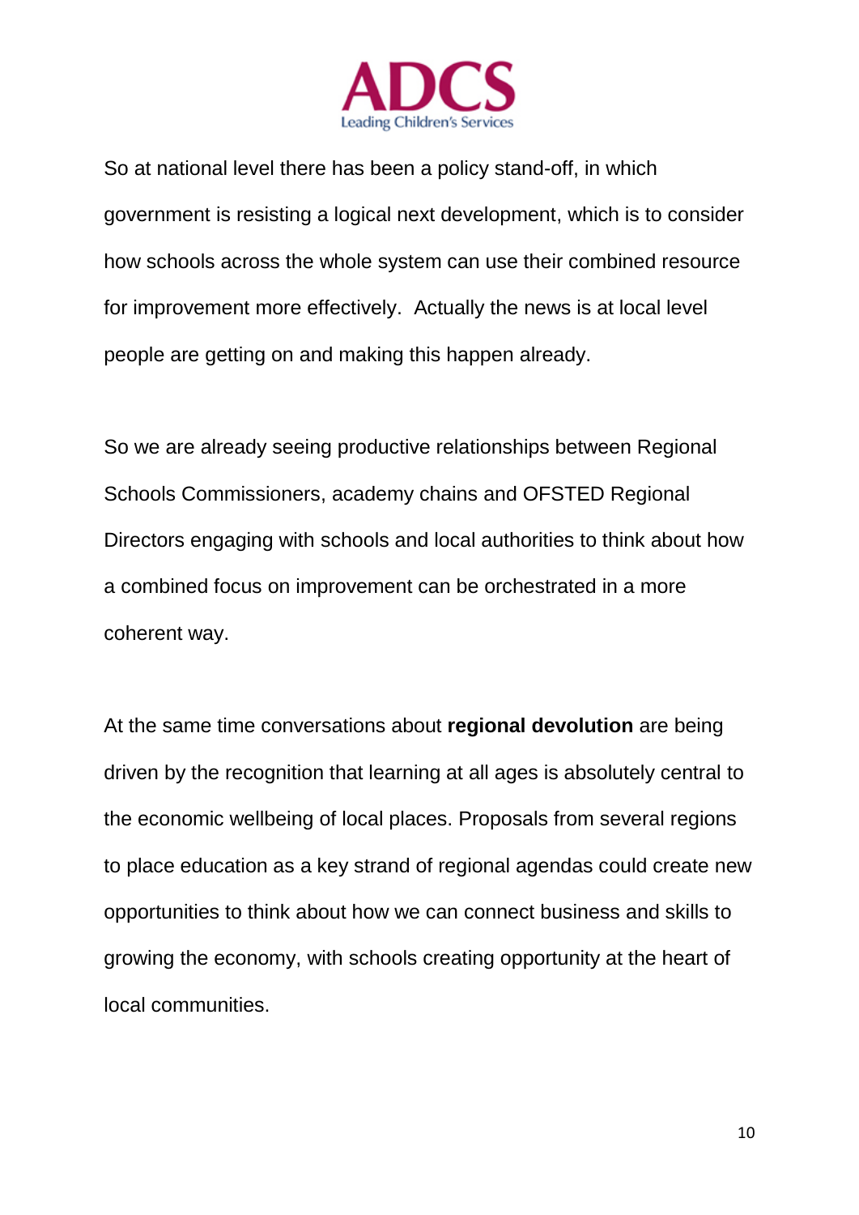So at national level there has been a policy stand-off, in which government is resisting a logical next development, which is to consider how schools across the whole system can use their combined resource for improvement more effectively.  Actually the news is at local level people are getting on and making this happen already.

So we are already seeing productive relationships between Regional Schools Commissioners, academy chains and OFSTED Regional Directors engaging with schools and local authorities to think about how a combined focus on improvement can be orchestrated in a more coherent way.

At the same time conversations about **regional devolution** are being driven by the recognition that learning at all ages is absolutely central to the economic wellbeing of local places. Proposals from several regions to place education as a key strand of regional agendas could create new opportunities to think about how we can connect business and skills to growing the economy, with schools creating opportunity at the heart of local communities.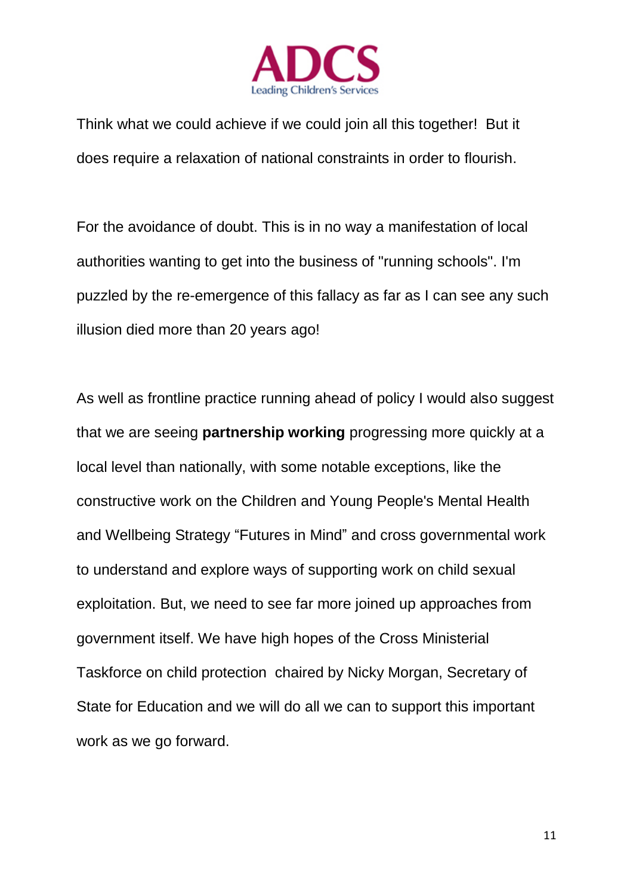Think what we could achieve if we could join all this together! But it does require a relaxation of national constraints in order to flourish.

For the avoidance of doubt. This is in no way a manifestation of local authorities wanting to get into the business of "running schools". I'm puzzled by the re-emergence of this fallacy as far as I can see any such illusion died more than 20 years ago!

As well as frontline practice running ahead of policy I would also suggest that we are seeing **partnership working** progressing more quickly at a local level than nationally, with some notable exceptions, like the constructive work on the Children and Young People's Mental Health and Wellbeing Strategy "Futures in Mind" and cross governmental work to understand and explore ways of supporting work on child sexual exploitation. But, we need to see far more joined up approaches from government itself. We have high hopes of the Cross Ministerial Taskforce on child protection chaired by Nicky Morgan, Secretary of State for Education and we will do all we can to support this important work as we go forward.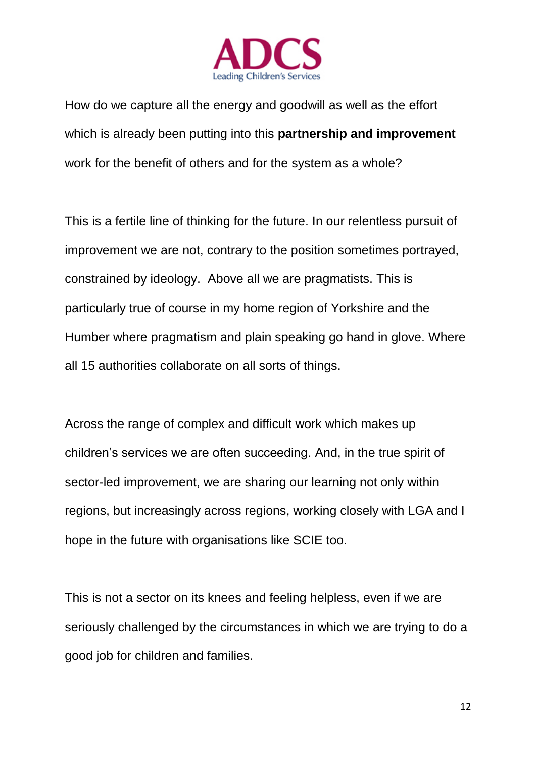How do we capture all the energy and goodwill as well as the effort which is already been putting into this **partnership and improvement** work for the benefit of others and for the system as a whole?

This is a fertile line of thinking for the future. In our relentless pursuit of improvement we are not, contrary to the position sometimes portrayed, constrained by ideology. Above all we are pragmatists. This is particularly true of course in my home region of Yorkshire and the Humber where pragmatism and plain speaking go hand in glove. Where all 15 authorities collaborate on all sorts of things.

Across the range of complex and difficult work which makes up children's services we are often succeeding. And, in the true spirit of sector-led improvement, we are sharing our learning not only within regions, but increasingly across regions, working closely with LGA and I hope in the future with organisations like SCIE too.

This is not a sector on its knees and feeling helpless, even if we are seriously challenged by the circumstances in which we are trying to do a good job for children and families.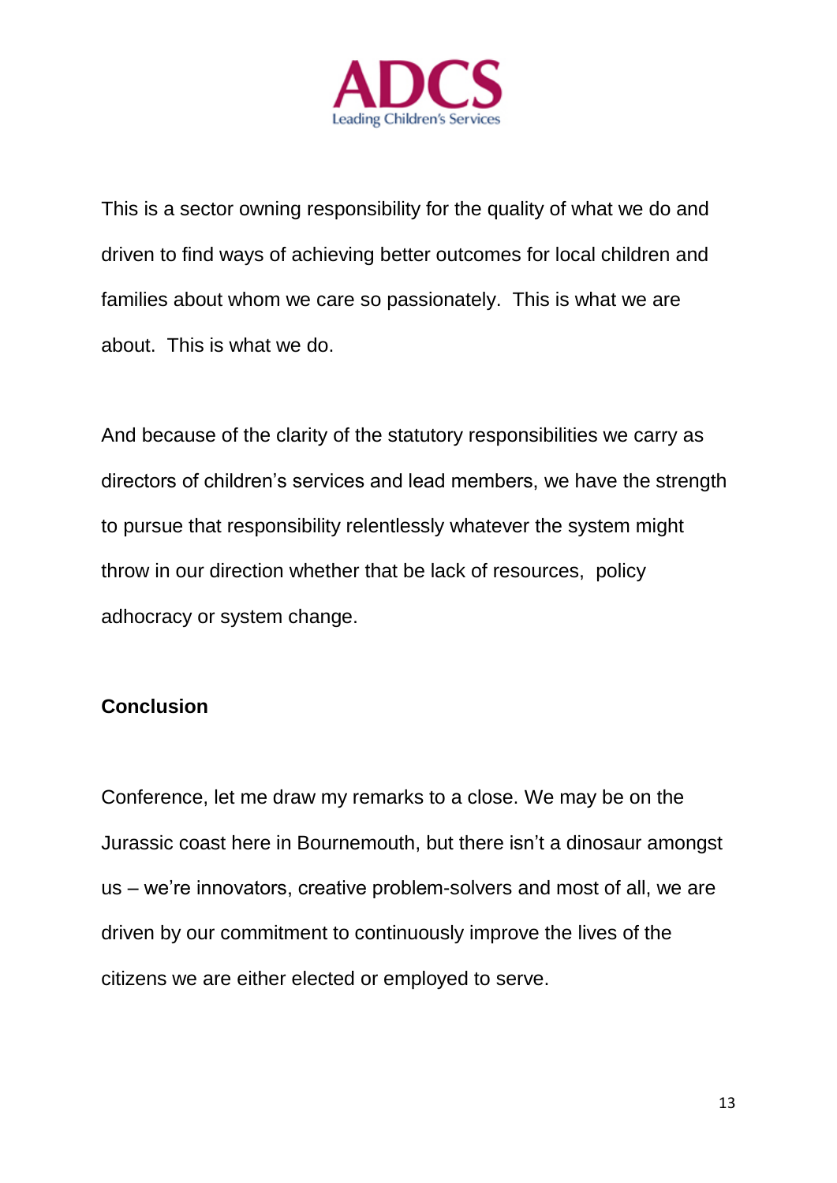This is a sector owning responsibility for the quality of what we do and driven to find ways of achieving better outcomes for local children and families about whom we care so passionately. This is what we are about. This is what we do.

And because of the clarity of the statutory responsibilities we carry as directors of children's services and lead members, we have the strength to pursue that responsibility relentlessly whatever the system might throw in our direction whether that be lack of resources, policy adhocracy or system change.

**Conclusion**

Conference, let me draw my remarks to a close. We may be on the Jurassic coast here in Bournemouth, but there isn't a dinosaur amongst us – we're innovators, creative problem-solvers and most of all, we are driven by our commitment to continuously improve the lives of the citizens we are either elected or employed to serve.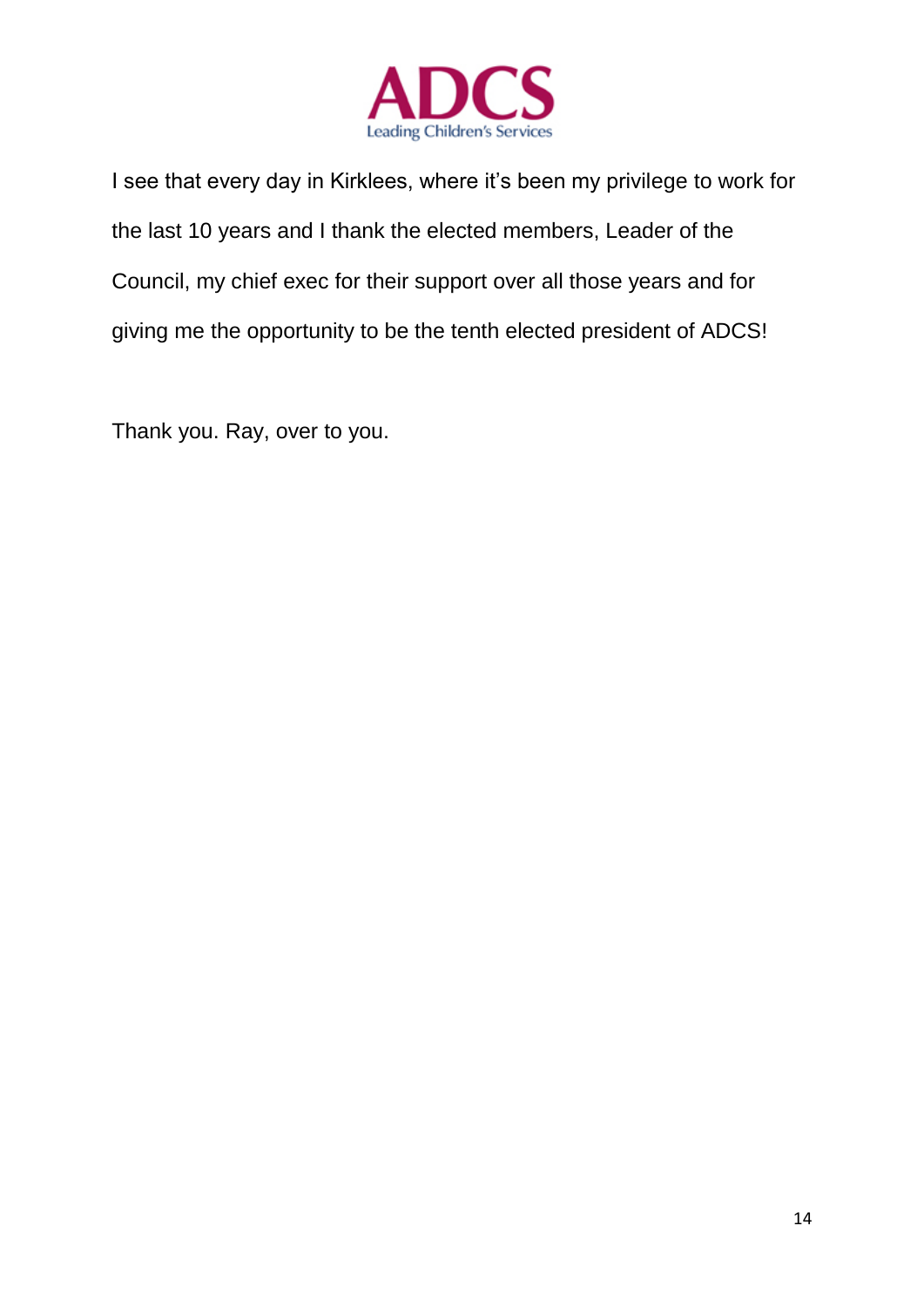I see that every day in Kirklees, where it's been my privilege to work for the last 10 years and I thank the elected members, Leader of the Council, my chief exec for their support over all those years and for giving me the opportunity to be the tenth elected president of ADCS!

Thank you. Ray, over to you.